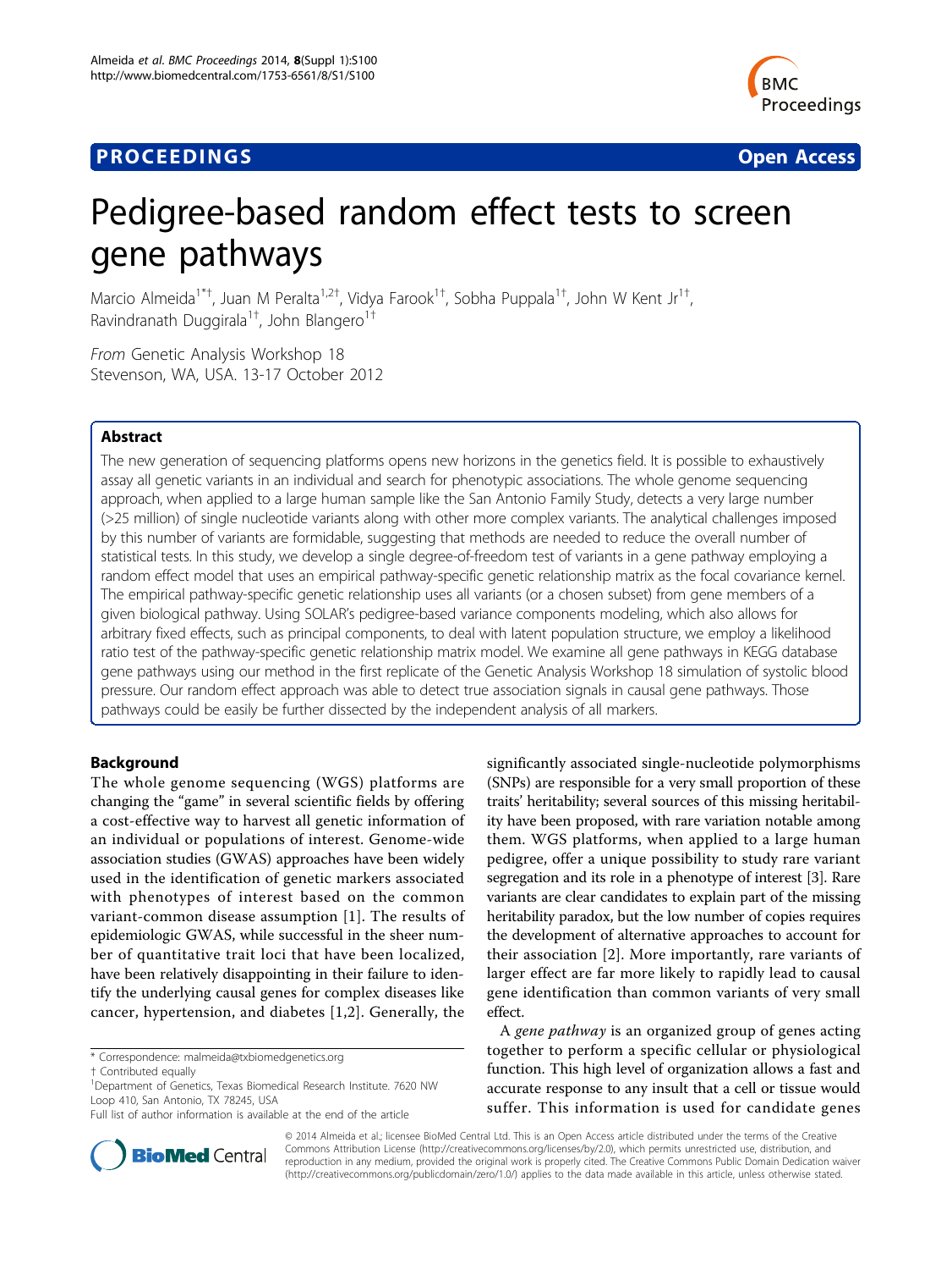**PROCEEDINGS** **Open Access**

# Pedigree-based random effect tests to screen gene pathways

Marcio Almeida[1*†], Juan M Peralta[1,2†], Vidya Farook[1†], Sobha Puppala[1†], John W Kent Jr[1†], Ravindranath Duggirala[1†], John Blangero[1†]

*From* Genetic Analysis Workshop 18
Stevenson, WA, USA. 13-17 October 2012

## Abstract

The new generation of sequencing platforms opens new horizons in the genetics field. It is possible to exhaustively assay all genetic variants in an individual and search for phenotypic associations. The whole genome sequencing approach, when applied to a large human sample like the San Antonio Family Study, detects a very large number (>25 million) of single nucleotide variants along with other more complex variants. The analytical challenges imposed by this number of variants are formidable, suggesting that methods are needed to reduce the overall number of statistical tests. In this study, we develop a single degree-of-freedom test of variants in a gene pathway employing a random effect model that uses an empirical pathway-specific genetic relationship matrix as the focal covariance kernel. The empirical pathway-specific genetic relationship uses all variants (or a chosen subset) from gene members of a given biological pathway. Using SOLAR's pedigree-based variance components modeling, which also allows for arbitrary fixed effects, such as principal components, to deal with latent population structure, we employ a likelihood ratio test of the pathway-specific genetic relationship matrix model. We examine all gene pathways in KEGG database gene pathways using our method in the first replicate of the Genetic Analysis Workshop 18 simulation of systolic blood pressure. Our random effect approach was able to detect true association signals in causal gene pathways. Those pathways could be easily be further dissected by the independent analysis of all markers.

## Background

The whole genome sequencing (WGS) platforms are changing the "game" in several scientific fields by offering a cost-effective way to harvest all genetic information of an individual or populations of interest. Genome-wide association studies (GWAS) approaches have been widely used in the identification of genetic markers associated with phenotypes of interest based on the common variant-common disease assumption [1]. The results of epidemiologic GWAS, while successful in the sheer number of quantitative trait loci that have been localized, have been relatively disappointing in their failure to identify the underlying causal genes for complex diseases like cancer, hypertension, and diabetes [1,2]. Generally, the significantly associated single-nucleotide polymorphisms (SNPs) are responsible for a very small proportion of these traits' heritability; several sources of this missing heritability have been proposed, with rare variation notable among them. WGS platforms, when applied to a large human pedigree, offer a unique possibility to study rare variant segregation and its role in a phenotype of interest [3]. Rare variants are clear candidates to explain part of the missing heritability paradox, but the low number of copies requires the development of alternative approaches to account for their association [2]. More importantly, rare variants of larger effect are far more likely to rapidly lead to causal gene identification than common variants of very small effect.

A *gene pathway* is an organized group of genes acting together to perform a specific cellular or physiological function. This high level of organization allows a fast and accurate response to any insult that a cell or tissue would suffer. This information is used for candidate genes

\* Correspondence: malmeida@txbiomedgenetics.org
† Contributed equally
[1]Department of Genetics, Texas Biomedical Research Institute. 7620 NW Loop 410, San Antonio, TX 78245, USA
Full list of author information is available at the end of the article

© 2014 Almeida et al.; licensee BioMed Central Ltd. This is an Open Access article distributed under the terms of the Creative Commons Attribution License (http://creativecommons.org/licenses/by/2.0), which permits unrestricted use, distribution, and reproduction in any medium, provided the original work is properly cited. The Creative Commons Public Domain Dedication waiver (http://creativecommons.org/publicdomain/zero/1.0/) applies to the data made available in this article, unless otherwise stated.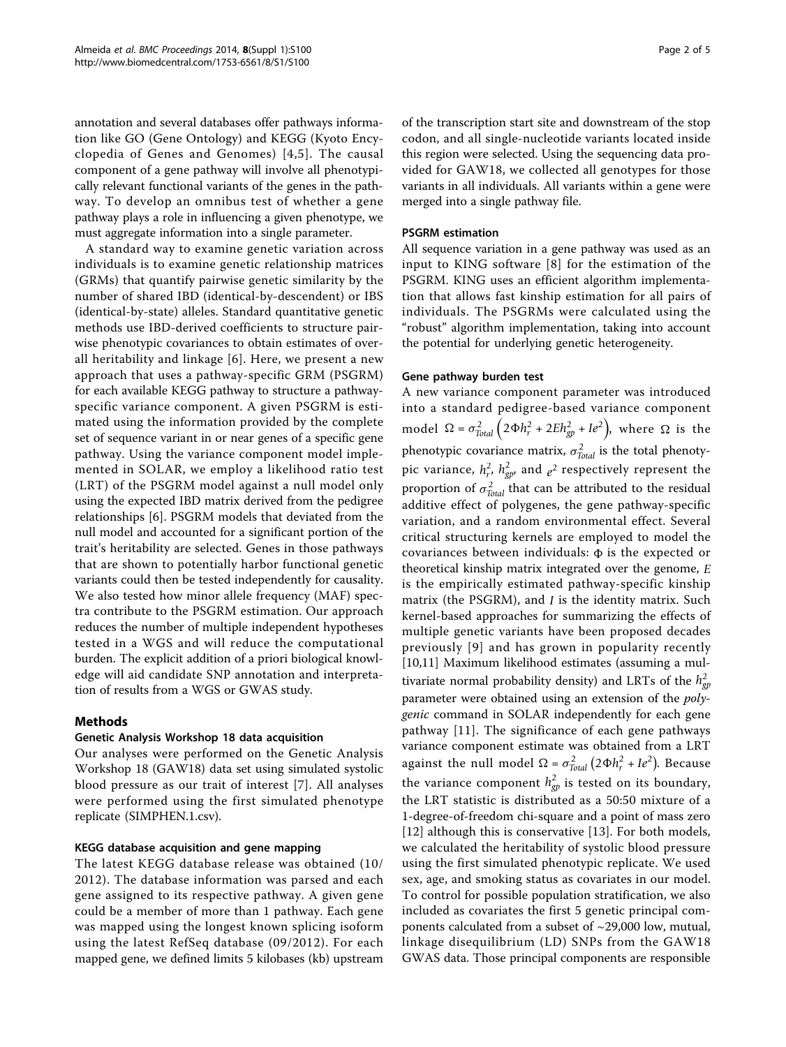annotation and several databases offer pathways information like GO (Gene Ontology) and KEGG (Kyoto Encyclopedia of Genes and Genomes) [4,5]. The causal component of a gene pathway will involve all phenotypically relevant functional variants of the genes in the pathway. To develop an omnibus test of whether a gene pathway plays a role in influencing a given phenotype, we must aggregate information into a single parameter.

A standard way to examine genetic variation across individuals is to examine genetic relationship matrices (GRMs) that quantify pairwise genetic similarity by the number of shared IBD (identical-by-descendent) or IBS (identical-by-state) alleles. Standard quantitative genetic methods use IBD-derived coefficients to structure pairwise phenotypic covariances to obtain estimates of overall heritability and linkage [6]. Here, we present a new approach that uses a pathway-specific GRM (PSGRM) for each available KEGG pathway to structure a pathway-specific variance component. A given PSGRM is estimated using the information provided by the complete set of sequence variant in or near genes of a specific gene pathway. Using the variance component model implemented in SOLAR, we employ a likelihood ratio test (LRT) of the PSGRM model against a null model only using the expected IBD matrix derived from the pedigree relationships [6]. PSGRM models that deviated from the null model and accounted for a significant portion of the trait's heritability are selected. Genes in those pathways that are shown to potentially harbor functional genetic variants could then be tested independently for causality. We also tested how minor allele frequency (MAF) spectra contribute to the PSGRM estimation. Our approach reduces the number of multiple independent hypotheses tested in a WGS and will reduce the computational burden. The explicit addition of a priori biological knowledge will aid candidate SNP annotation and interpretation of results from a WGS or GWAS study.

## Methods

### Genetic Analysis Workshop 18 data acquisition

Our analyses were performed on the Genetic Analysis Workshop 18 (GAW18) data set using simulated systolic blood pressure as our trait of interest [7]. All analyses were performed using the first simulated phenotype replicate (SIMPHEN.1.csv).

### KEGG database acquisition and gene mapping

The latest KEGG database release was obtained (10/2012). The database information was parsed and each gene assigned to its respective pathway. A given gene could be a member of more than 1 pathway. Each gene was mapped using the longest known splicing isoform using the latest RefSeq database (09/2012). For each mapped gene, we defined limits 5 kilobases (kb) upstream of the transcription start site and downstream of the stop codon, and all single-nucleotide variants located inside this region were selected. Using the sequencing data provided for GAW18, we collected all genotypes for those variants in all individuals. All variants within a gene were merged into a single pathway file.

### PSGRM estimation

All sequence variation in a gene pathway was used as an input to KING software [8] for the estimation of the PSGRM. KING uses an efficient algorithm implementation that allows fast kinship estimation for all pairs of individuals. The PSGRMs were calculated using the "robust" algorithm implementation, taking into account the potential for underlying genetic heterogeneity.

### Gene pathway burden test

A new variance component parameter was introduced into a standard pedigree-based variance component model $\Omega = \sigma^2_{Total}\left(2\Phi h^2_r + 2Eh^2_{gp} + Ie^2\right)$, where $\Omega$ is the phenotypic covariance matrix, $\sigma^2_{Total}$ is the total phenotypic variance, $h^2_r$, $h^2_{gp}$, and $e^2$ respectively represent the proportion of $\sigma^2_{Total}$ that can be attributed to the residual additive effect of polygenes, the gene pathway-specific variation, and a random environmental effect. Several critical structuring kernels are employed to model the covariances between individuals: $\Phi$ is the expected or theoretical kinship matrix integrated over the genome, $E$ is the empirically estimated pathway-specific kinship matrix (the PSGRM), and $I$ is the identity matrix. Such kernel-based approaches for summarizing the effects of multiple genetic variants have been proposed decades previously [9] and has grown in popularity recently [10,11] Maximum likelihood estimates (assuming a multivariate normal probability density) and LRTs of the $h^2_{gp}$ parameter were obtained using an extension of the *polygenic* command in SOLAR independently for each gene pathway [11]. The significance of each gene pathways variance component estimate was obtained from a LRT against the null model $\Omega = \sigma^2_{Total}\left(2\Phi h^2_r + Ie^2\right)$. Because the variance component $h^2_{gp}$ is tested on its boundary, the LRT statistic is distributed as a 50:50 mixture of a 1-degree-of-freedom chi-square and a point of mass zero [12] although this is conservative [13]. For both models, we calculated the heritability of systolic blood pressure using the first simulated phenotypic replicate. We used sex, age, and smoking status as covariates in our model. To control for possible population stratification, we also included as covariates the first 5 genetic principal components calculated from a subset of ~29,000 low, mutual, linkage disequilibrium (LD) SNPs from the GAW18 GWAS data. Those principal components are responsible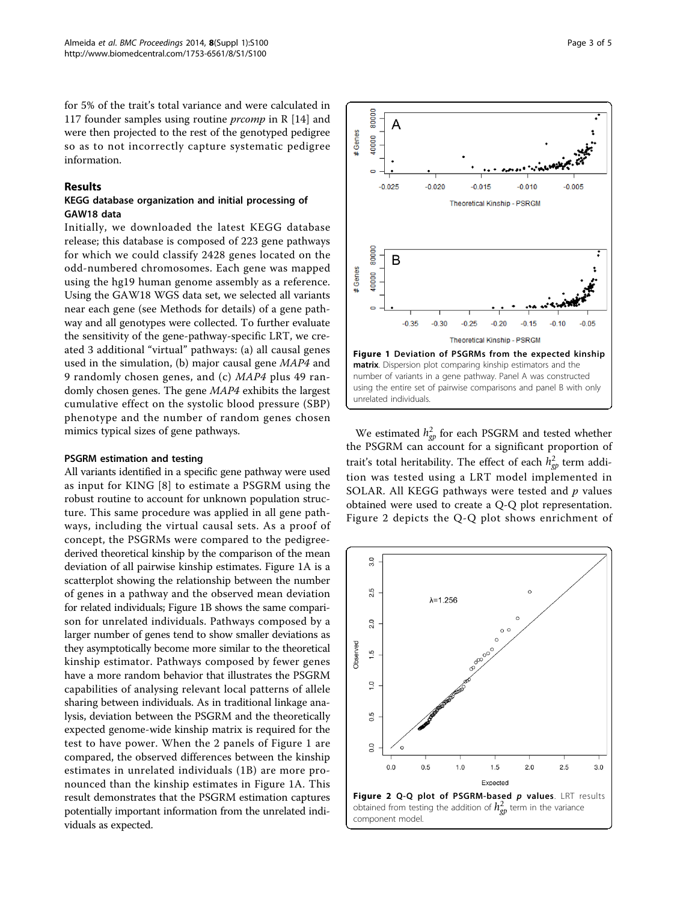for 5% of the trait's total variance and were calculated in 117 founder samples using routine *prcomp* in R [14] and were then projected to the rest of the genotyped pedigree so as to not incorrectly capture systematic pedigree information.

## Results

### KEGG database organization and initial processing of GAW18 data

Initially, we downloaded the latest KEGG database release; this database is composed of 223 gene pathways for which we could classify 2428 genes located on the odd-numbered chromosomes. Each gene was mapped using the hg19 human genome assembly as a reference. Using the GAW18 WGS data set, we selected all variants near each gene (see Methods for details) of a gene pathway and all genotypes were collected. To further evaluate the sensitivity of the gene-pathway-specific LRT, we created 3 additional "virtual" pathways: (a) all causal genes used in the simulation, (b) major causal gene *MAP4* and 9 randomly chosen genes, and (c) *MAP4* plus 49 randomly chosen genes. The gene *MAP4* exhibits the largest cumulative effect on the systolic blood pressure (SBP) phenotype and the number of random genes chosen mimics typical sizes of gene pathways.

#### PSGRM estimation and testing

All variants identified in a specific gene pathway were used as input for KING [8] to estimate a PSGRM using the robust routine to account for unknown population structure. This same procedure was applied in all gene pathways, including the virtual causal sets. As a proof of concept, the PSGRMs were compared to the pedigree-derived theoretical kinship by the comparison of the mean deviation of all pairwise kinship estimates. Figure 1A is a scatterplot showing the relationship between the number of genes in a pathway and the observed mean deviation for related individuals; Figure 1B shows the same comparison for unrelated individuals. Pathways composed by a larger number of genes tend to show smaller deviations as they asymptotically become more similar to the theoretical kinship estimator. Pathways composed by fewer genes have a more random behavior that illustrates the PSGRM capabilities of analysing relevant local patterns of allele sharing between individuals. As in traditional linkage analysis, deviation between the PSGRM and the theoretically expected genome-wide kinship matrix is required for the test to have power. When the 2 panels of Figure 1 are compared, the observed differences between the kinship estimates in unrelated individuals (1B) are more pronounced than the kinship estimates in Figure 1A. This result demonstrates that the PSGRM estimation captures potentially important information from the unrelated individuals as expected.

**Figure 1 Deviation of PSGRMs from the expected kinship matrix**. Dispersion plot comparing kinship estimators and the number of variants in a gene pathway. Panel A was constructed using the entire set of pairwise comparisons and panel B with only unrelated individuals.

We estimated $h^2_{gp}$ for each PSGRM and tested whether the PSGRM can account for a significant proportion of trait's total heritability. The effect of each $h^2_{gp}$ term addition was tested using a LRT model implemented in SOLAR. All KEGG pathways were tested and $p$ values obtained were used to create a Q-Q plot representation. Figure 2 depicts the Q-Q plot shows enrichment of

**Figure 2 Q-Q plot of PSGRM-based *p* values**. LRT results obtained from testing the addition of $h^2_{gp}$ term in the variance component model.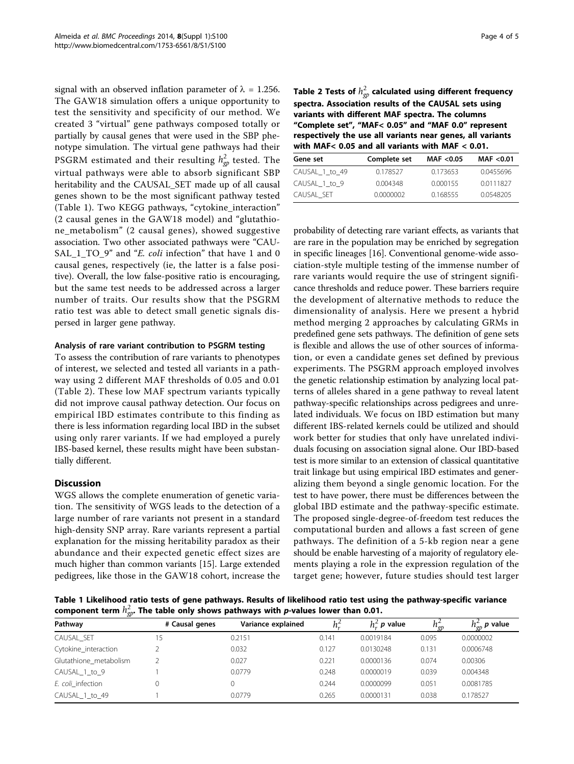signal with an observed inflation parameter of $\lambda = 1.256$. The GAW18 simulation offers a unique opportunity to test the sensitivity and specificity of our method. We created 3 "virtual" gene pathways composed totally or partially by causal genes that were used in the SBP phenotype simulation. The virtual gene pathways had their PSGRM estimated and their resulting $h^2_{gp}$ tested. The virtual pathways were able to absorb significant SBP heritability and the CAUSAL_SET made up of all causal genes shown to be the most significant pathway tested (Table 1). Two KEGG pathways, "cytokine_interaction" (2 causal genes in the GAW18 model) and "glutathione_metabolism" (2 causal genes), showed suggestive association. Two other associated pathways were "CAUSAL_1_TO_9" and "*E. coli* infection" that have 1 and 0 causal genes, respectively (ie, the latter is a false positive). Overall, the low false-positive ratio is encouraging, but the same test needs to be addressed across a larger number of traits. Our results show that the PSGRM ratio test was able to detect small genetic signals dispersed in larger gene pathway.

#### Analysis of rare variant contribution to PSGRM testing

To assess the contribution of rare variants to phenotypes of interest, we selected and tested all variants in a pathway using 2 different MAF thresholds of 0.05 and 0.01 (Table 2). These low MAF spectrum variants typically did not improve causal pathway detection. Our focus on empirical IBD estimates contribute to this finding as there is less information regarding local IBD in the subset using only rarer variants. If we had employed a purely IBS-based kernel, these results might have been substantially different.

**Table 2 Tests of $h^2_{gp}$ calculated using different frequency spectra. Association results of the CAUSAL sets using variants with different MAF spectra. The columns "Complete set", "MAF< 0.05" and "MAF 0.0" represent respectively the use all variants near genes, all variants with MAF< 0.05 and all variants with MAF < 0.01.**

| Gene set | Complete set | MAF <0.05 | MAF <0.01 |
|---|---|---|---|
| CAUSAL_1_to_49 | 0.178527 | 0.173653 | 0.0455696 |
| CAUSAL_1_to_9 | 0.004348 | 0.000155 | 0.0111827 |
| CAUSAL_SET | 0.0000002 | 0.168555 | 0.0548205 |

## Discussion

WGS allows the complete enumeration of genetic variation. The sensitivity of WGS leads to the detection of a large number of rare variants not present in a standard high-density SNP array. Rare variants represent a partial explanation for the missing heritability paradox as their abundance and their expected genetic effect sizes are much higher than common variants [15]. Large extended pedigrees, like those in the GAW18 cohort, increase the probability of detecting rare variant effects, as variants that are rare in the population may be enriched by segregation in specific lineages [16]. Conventional genome-wide association-style multiple testing of the immense number of rare variants would require the use of stringent significance thresholds and reduce power. These barriers require the development of alternative methods to reduce the dimensionality of analysis. Here we present a hybrid method merging 2 approaches by calculating GRMs in predefined gene sets pathways. The definition of gene sets is flexible and allows the use of other sources of information, or even a candidate genes set defined by previous experiments. The PSGRM approach employed involves the genetic relationship estimation by analyzing local patterns of alleles shared in a gene pathway to reveal latent pathway-specific relationships across pedigrees and unrelated individuals. We focus on IBD estimation but many different IBS-related kernels could be utilized and should work better for studies that only have unrelated individuals focusing on association signal alone. Our IBD-based test is more similar to an extension of classical quantitative trait linkage but using empirical IBD estimates and generalizing them beyond a single genomic location. For the test to have power, there must be differences between the global IBD estimate and the pathway-specific estimate. The proposed single-degree-of-freedom test reduces the computational burden and allows a fast screen of gene pathways. The definition of a 5-kb region near a gene should be enable harvesting of a majority of regulatory elements playing a role in the expression regulation of the target gene; however, future studies should test larger

**Table 1 Likelihood ratio tests of gene pathways. Results of likelihood ratio test using the pathway-specific variance component term $h^2_{gp}$. The table only shows pathways with *p*-values lower than 0.01.**

| Pathway | # Causal genes | Variance explained | $h^2_r$ | $h^2_r$ *p* value | $h^2_{gp}$ | $h^2_{gp}$ *p* value |
|---|---|---|---|---|---|---|
| CAUSAL_SET | 15 | 0.2151 | 0.141 | 0.0019184 | 0.095 | 0.0000002 |
| Cytokine_interaction | 2 | 0.032 | 0.127 | 0.0130248 | 0.131 | 0.0006748 |
| Glutathione_metabolism | 2 | 0.027 | 0.221 | 0.0000136 | 0.074 | 0.00306 |
| CAUSAL_1_to_9 | 1 | 0.0779 | 0.248 | 0.0000019 | 0.039 | 0.004348 |
| *E. coli*_infection | 0 | 0 | 0.244 | 0.0000099 | 0.051 | 0.0081785 |
| CAUSAL_1_to_49 | 1 | 0.0779 | 0.265 | 0.0000131 | 0.038 | 0.178527 |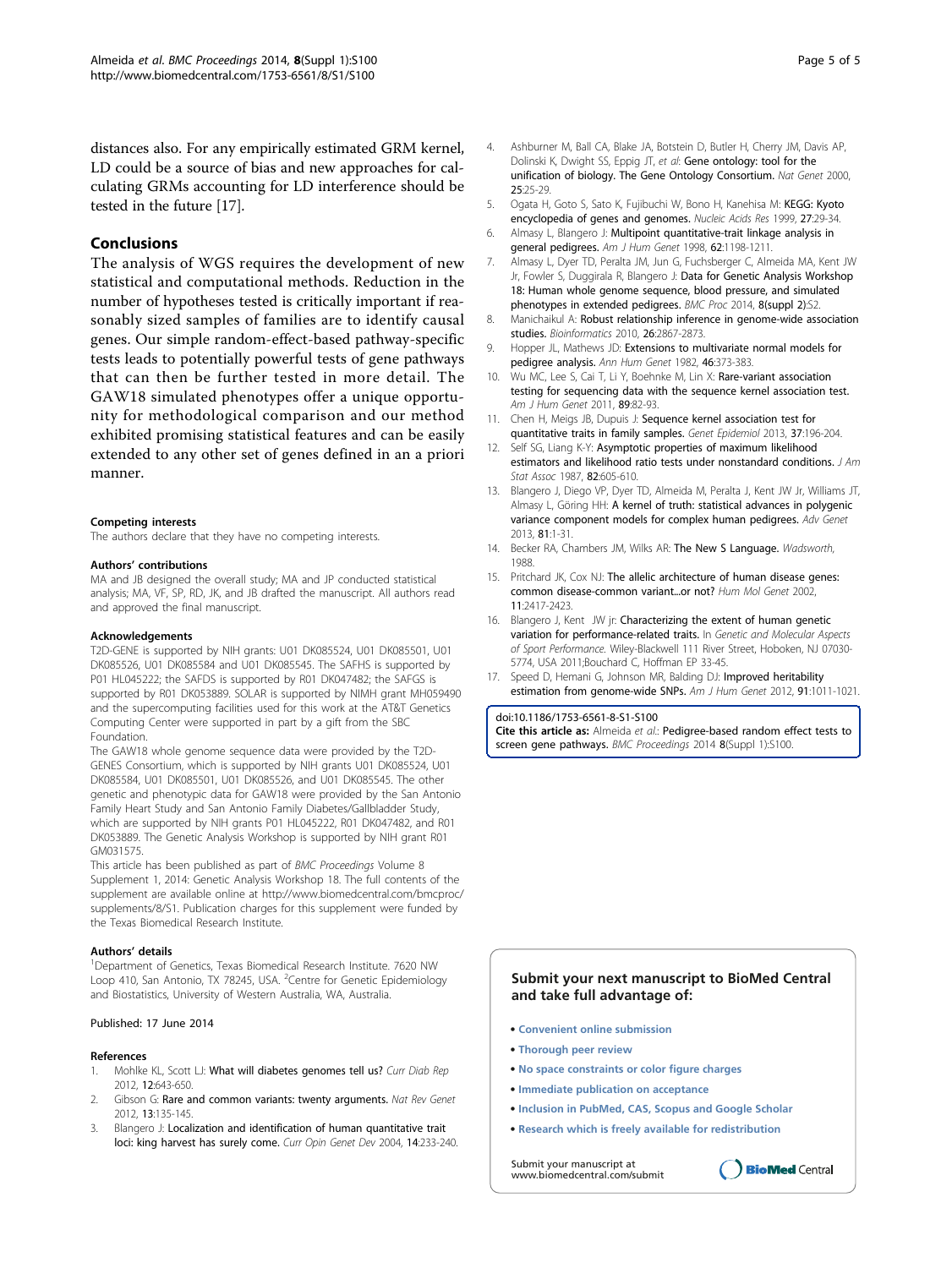distances also. For any empirically estimated GRM kernel, LD could be a source of bias and new approaches for calculating GRMs accounting for LD interference should be tested in the future [17].

## Conclusions

The analysis of WGS requires the development of new statistical and computational methods. Reduction in the number of hypotheses tested is critically important if reasonably sized samples of families are to identify causal genes. Our simple random-effect-based pathway-specific tests leads to potentially powerful tests of gene pathways that can then be further tested in more detail. The GAW18 simulated phenotypes offer a unique opportunity for methodological comparison and our method exhibited promising statistical features and can be easily extended to any other set of genes defined in an a priori manner.

### Competing interests

The authors declare that they have no competing interests.

### Authors' contributions

MA and JB designed the overall study; MA and JP conducted statistical analysis; MA, VF, SP, RD, JK, and JB drafted the manuscript. All authors read and approved the final manuscript.

### Acknowledgements

T2D-GENE is supported by NIH grants: U01 DK085524, U01 DK085501, U01 DK085526, U01 DK085584 and U01 DK085545. The SAFHS is supported by P01 HL045222; the SAFDS is supported by R01 DK047482; the SAFGS is supported by R01 DK053889. SOLAR is supported by NIMH grant MH059490 and the supercomputing facilities used for this work at the AT&T Genetics Computing Center were supported in part by a gift from the SBC Foundation.

The GAW18 whole genome sequence data were provided by the T2D-GENES Consortium, which is supported by NIH grants U01 DK085524, U01 DK085584, U01 DK085501, U01 DK085526, and U01 DK085545. The other genetic and phenotypic data for GAW18 were provided by the San Antonio Family Heart Study and San Antonio Family Diabetes/Gallbladder Study, which are supported by NIH grants P01 HL045222, R01 DK047482, and R01 DK053889. The Genetic Analysis Workshop is supported by NIH grant R01 GM031575.

This article has been published as part of *BMC Proceedings* Volume 8 Supplement 1, 2014: Genetic Analysis Workshop 18. The full contents of the supplement are available online at http://www.biomedcentral.com/bmcproc/supplements/8/S1. Publication charges for this supplement were funded by the Texas Biomedical Research Institute.

### Authors' details

[1]Department of Genetics, Texas Biomedical Research Institute. 7620 NW Loop 410, San Antonio, TX 78245, USA. [2]Centre for Genetic Epidemiology and Biostatistics, University of Western Australia, WA, Australia.

Published: 17 June 2014

### References

1. Mohlke KL, Scott LJ: **What will diabetes genomes tell us?** *Curr Diab Rep* 2012, **12**:643-650.
2. Gibson G: **Rare and common variants: twenty arguments.** *Nat Rev Genet* 2012, **13**:135-145.
3. Blangero J: **Localization and identification of human quantitative trait loci: king harvest has surely come.** *Curr Opin Genet Dev* 2004, **14**:233-240.
4. Ashburner M, Ball CA, Blake JA, Botstein D, Butler H, Cherry JM, Davis AP, Dolinski K, Dwight SS, Eppig JT, *et al*: **Gene ontology: tool for the unification of biology. The Gene Ontology Consortium.** *Nat Genet* 2000, **25**:25-29.
5. Ogata H, Goto S, Sato K, Fujibuchi W, Bono H, Kanehisa M: **KEGG: Kyoto encyclopedia of genes and genomes.** *Nucleic Acids Res* 1999, **27**:29-34.
6. Almasy L, Blangero J: **Multipoint quantitative-trait linkage analysis in general pedigrees.** *Am J Hum Genet* 1998, **62**:1198-1211.
7. Almasy L, Dyer TD, Peralta JM, Jun G, Fuchsberger C, Almeida MA, Kent JW Jr, Fowler S, Duggirala R, Blangero J: **Data for Genetic Analysis Workshop 18: Human whole genome sequence, blood pressure, and simulated phenotypes in extended pedigrees.** *BMC Proc* 2014, **8(suppl 2)**:S2.
8. Manichaikul A: **Robust relationship inference in genome-wide association studies.** *Bioinformatics* 2010, **26**:2867-2873.
9. Hopper JL, Mathews JD: **Extensions to multivariate normal models for pedigree analysis.** *Ann Hum Genet* 1982, **46**:373-383.
10. Wu MC, Lee S, Cai T, Li Y, Boehnke M, Lin X: **Rare-variant association testing for sequencing data with the sequence kernel association test.** *Am J Hum Genet* 2011, **89**:82-93.
11. Chen H, Meigs JB, Dupuis J: **Sequence kernel association test for quantitative traits in family samples.** *Genet Epidemiol* 2013, **37**:196-204.
12. Self SG, Liang K-Y: **Asymptotic properties of maximum likelihood estimators and likelihood ratio tests under nonstandard conditions.** *J Am Stat Assoc* 1987, **82**:605-610.
13. Blangero J, Diego VP, Dyer TD, Almeida M, Peralta J, Kent JW Jr, Williams JT, Almasy L, Göring HH: **A kernel of truth: statistical advances in polygenic variance component models for complex human pedigrees.** *Adv Genet* 2013, **81**:1-31.
14. Becker RA, Chambers JM, Wilks AR: **The New S Language.** *Wadsworth*, 1988.
15. Pritchard JK, Cox NJ: **The allelic architecture of human disease genes: common disease-common variant...or not?** *Hum Mol Genet* 2002, **11**:2417-2423.
16. Blangero J, Kent JW jr: **Characterizing the extent of human genetic variation for performance-related traits.** In *Genetic and Molecular Aspects of Sport Performance.* Wiley-Blackwell 111 River Street, Hoboken, NJ 07030-5774, USA 2011;Bouchard C, Hoffman EP 33-45.
17. Speed D, Hemani G, Johnson MR, Balding DJ: **Improved heritability estimation from genome-wide SNPs.** *Am J Hum Genet* 2012, **91**:1011-1021.

doi:10.1186/1753-6561-8-S1-S100

**Cite this article as:** Almeida *et al.*: Pedigree-based random effect tests to screen gene pathways. *BMC Proceedings* 2014 **8**(Suppl 1):S100.